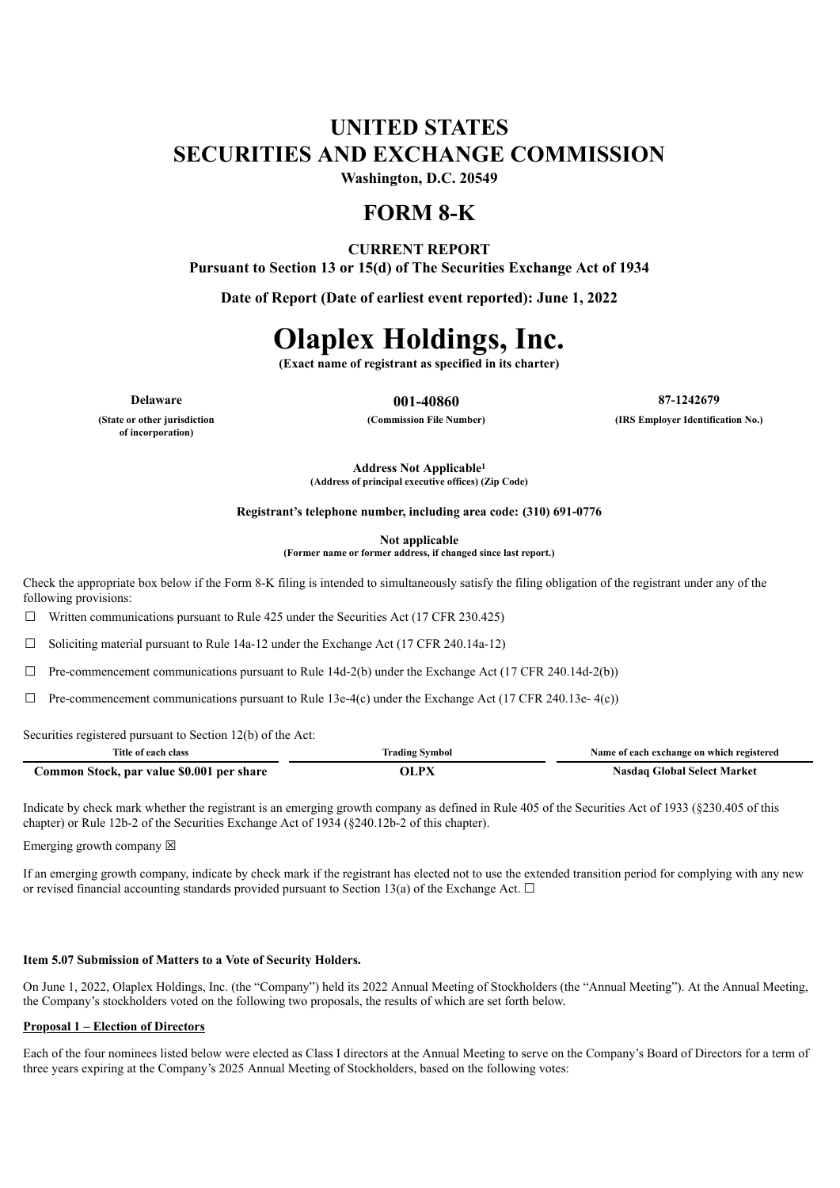# UNITED STATES
# SECURITIES AND EXCHANGE COMMISSION

**Washington, D.C. 20549**

# FORM 8-K

**CURRENT REPORT**

**Pursuant to Section 13 or 15(d) of The Securities Exchange Act of 1934**

**Date of Report (Date of earliest event reported): June 1, 2022**

# Olaplex Holdings, Inc.

**(Exact name of registrant as specified in its charter)**

| **Delaware** | **001-40860** | **87-1242679** |
|---|---|---|
| **(State or other jurisdiction of incorporation)** | **(Commission File Number)** | **(IRS Employer Identification No.)** |

**Address Not Applicable[1]**
**(Address of principal executive offices) (Zip Code)**

**Registrant's telephone number, including area code: (310) 691-0776**

**Not applicable**
**(Former name or former address, if changed since last report.)**

Check the appropriate box below if the Form 8-K filing is intended to simultaneously satisfy the filing obligation of the registrant under any of the following provisions:

☐ Written communications pursuant to Rule 425 under the Securities Act (17 CFR 230.425)

☐ Soliciting material pursuant to Rule 14a-12 under the Exchange Act (17 CFR 240.14a-12)

☐ Pre-commencement communications pursuant to Rule 14d-2(b) under the Exchange Act (17 CFR 240.14d-2(b))

☐ Pre-commencement communications pursuant to Rule 13e-4(c) under the Exchange Act (17 CFR 240.13e- 4(c))

Securities registered pursuant to Section 12(b) of the Act:

| Title of each class | Trading Symbol | Name of each exchange on which registered |
|---|---|---|
| **Common Stock, par value $0.001 per share** | **OLPX** | **Nasdaq Global Select Market** |

Indicate by check mark whether the registrant is an emerging growth company as defined in Rule 405 of the Securities Act of 1933 (§230.405 of this chapter) or Rule 12b-2 of the Securities Exchange Act of 1934 (§240.12b-2 of this chapter).

Emerging growth company ☒

If an emerging growth company, indicate by check mark if the registrant has elected not to use the extended transition period for complying with any new or revised financial accounting standards provided pursuant to Section 13(a) of the Exchange Act. ☐

**Item 5.07 Submission of Matters to a Vote of Security Holders.**

On June 1, 2022, Olaplex Holdings, Inc. (the "Company") held its 2022 Annual Meeting of Stockholders (the "Annual Meeting"). At the Annual Meeting, the Company's stockholders voted on the following two proposals, the results of which are set forth below.

**Proposal 1 – Election of Directors**

Each of the four nominees listed below were elected as Class I directors at the Annual Meeting to serve on the Company's Board of Directors for a term of three years expiring at the Company's 2025 Annual Meeting of Stockholders, based on the following votes: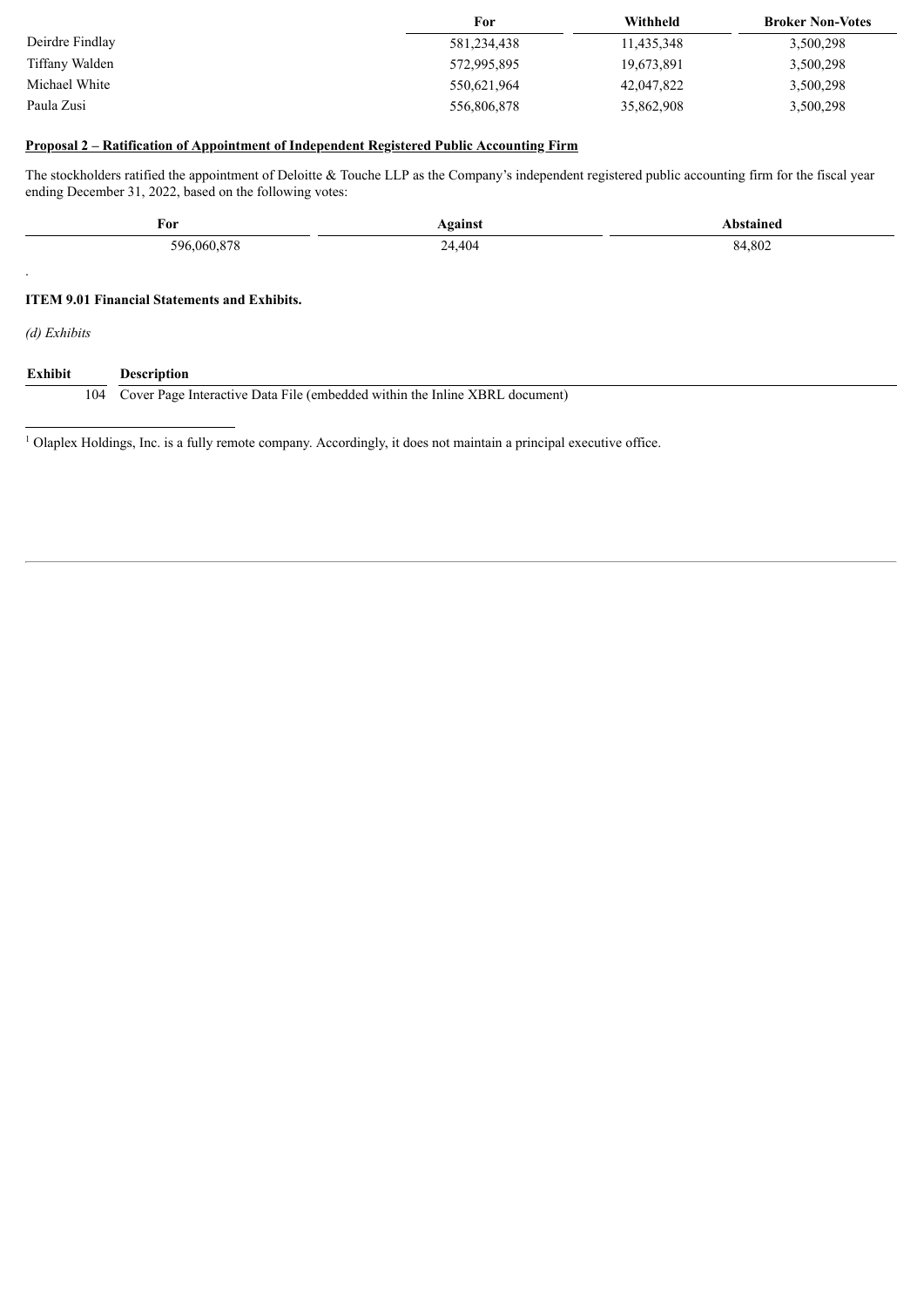| | For | Withheld | Broker Non-Votes |
|---|---|---|---|
| Deirdre Findlay | 581,234,438 | 11,435,348 | 3,500,298 |
| Tiffany Walden | 572,995,895 | 19,673,891 | 3,500,298 |
| Michael White | 550,621,964 | 42,047,822 | 3,500,298 |
| Paula Zusi | 556,806,878 | 35,862,908 | 3,500,298 |

**Proposal 2 – Ratification of Appointment of Independent Registered Public Accounting Firm**

The stockholders ratified the appointment of Deloitte & Touche LLP as the Company's independent registered public accounting firm for the fiscal year ending December 31, 2022, based on the following votes:

| For | Against | Abstained |
|---|---|---|
| 596,060,878 | 24,404 | 84,802 |

.

**ITEM 9.01 Financial Statements and Exhibits.**

*(d) Exhibits*

| Exhibit | Description |
|---|---|
| 104 | Cover Page Interactive Data File (embedded within the Inline XBRL document) |

[1] Olaplex Holdings, Inc. is a fully remote company. Accordingly, it does not maintain a principal executive office.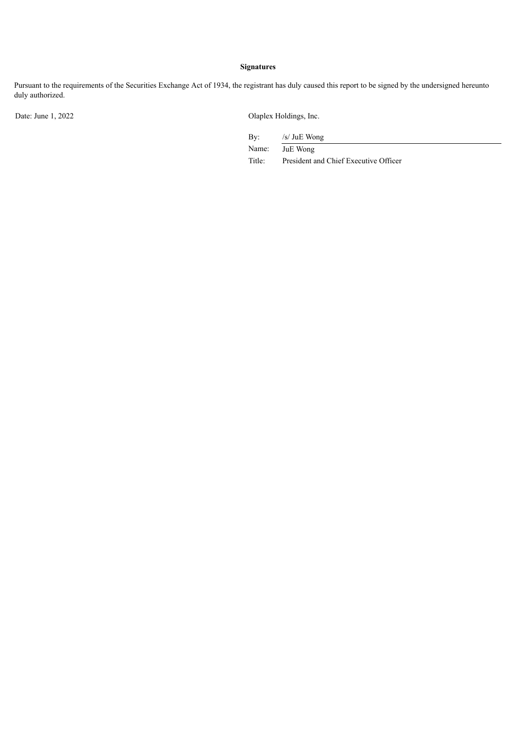**Signatures**

Pursuant to the requirements of the Securities Exchange Act of 1934, the registrant has duly caused this report to be signed by the undersigned hereunto duly authorized.

Date: June 1, 2022

Olaplex Holdings, Inc.

| | |
|---|---|
| By: | /s/ JuE Wong |
| Name: | JuE Wong |
| Title: | President and Chief Executive Officer |